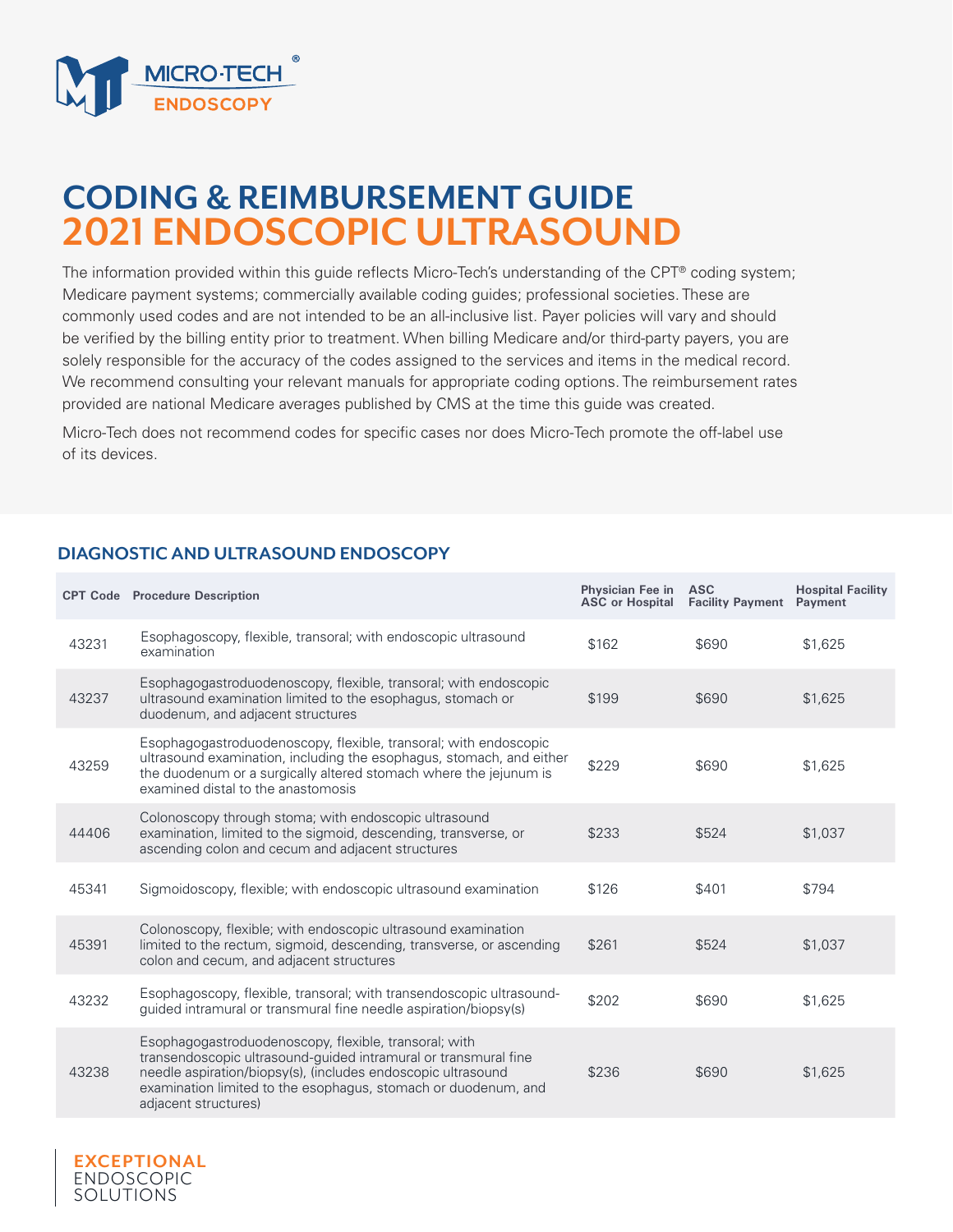MICRO-TECH®
ENDOSCOPY

# CODING & REIMBURSEMENT GUIDE
# 2021 ENDOSCOPIC ULTRASOUND

The information provided within this guide reflects Micro-Tech's understanding of the CPT® coding system; Medicare payment systems; commercially available coding guides; professional societies. These are commonly used codes and are not intended to be an all-inclusive list. Payer policies will vary and should be verified by the billing entity prior to treatment. When billing Medicare and/or third-party payers, you are solely responsible for the accuracy of the codes assigned to the services and items in the medical record. We recommend consulting your relevant manuals for appropriate coding options. The reimbursement rates provided are national Medicare averages published by CMS at the time this guide was created.

Micro-Tech does not recommend codes for specific cases nor does Micro-Tech promote the off-label use of its devices.

## DIAGNOSTIC AND ULTRASOUND ENDOSCOPY

| CPT Code | Procedure Description | Physician Fee in ASC or Hospital | ASC Facility Payment | Hospital Facility Payment |
|---|---|---|---|---|
| 43231 | Esophagoscopy, flexible, transoral; with endoscopic ultrasound examination | $162 | $690 | $1,625 |
| 43237 | Esophagogastroduodenoscopy, flexible, transoral; with endoscopic ultrasound examination limited to the esophagus, stomach or duodenum, and adjacent structures | $199 | $690 | $1,625 |
| 43259 | Esophagogastroduodenoscopy, flexible, transoral; with endoscopic ultrasound examination, including the esophagus, stomach, and either the duodenum or a surgically altered stomach where the jejunum is examined distal to the anastomosis | $229 | $690 | $1,625 |
| 44406 | Colonoscopy through stoma; with endoscopic ultrasound examination, limited to the sigmoid, descending, transverse, or ascending colon and cecum and adjacent structures | $233 | $524 | $1,037 |
| 45341 | Sigmoidoscopy, flexible; with endoscopic ultrasound examination | $126 | $401 | $794 |
| 45391 | Colonoscopy, flexible; with endoscopic ultrasound examination limited to the rectum, sigmoid, descending, transverse, or ascending colon and cecum, and adjacent structures | $261 | $524 | $1,037 |
| 43232 | Esophagoscopy, flexible, transoral; with transendoscopic ultrasound-guided intramural or transmural fine needle aspiration/biopsy(s) | $202 | $690 | $1,625 |
| 43238 | Esophagogastroduodenoscopy, flexible, transoral; with transendoscopic ultrasound-guided intramural or transmural fine needle aspiration/biopsy(s), (includes endoscopic ultrasound examination limited to the esophagus, stomach or duodenum, and adjacent structures) | $236 | $690 | $1,625 |

EXCEPTIONAL
ENDOSCOPIC
SOLUTIONS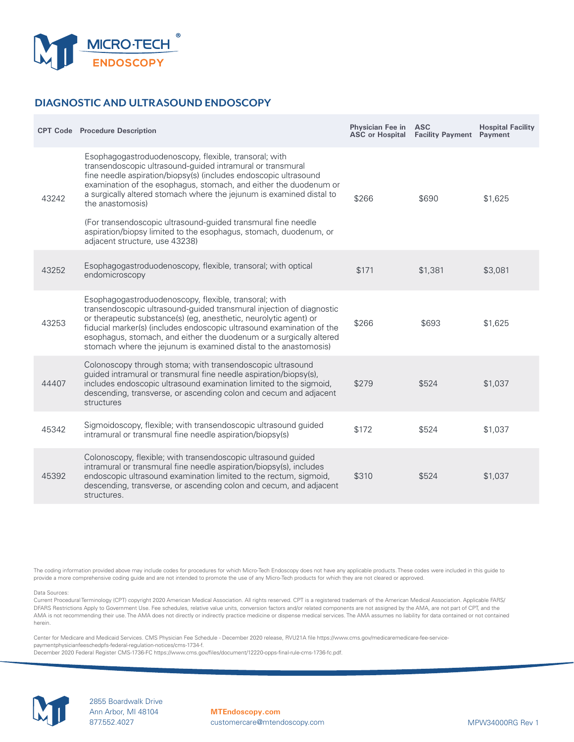## DIAGNOSTIC AND ULTRASOUND ENDOSCOPY

| CPT Code | Procedure Description | Physician Fee in ASC or Hospital | ASC Facility Payment | Hospital Facility Payment |
|---|---|---|---|---|
| 43242 | Esophagogastroduodenoscopy, flexible, transoral; with transendoscopic ultrasound-guided intramural or transmural fine needle aspiration/biopsy(s) (includes endoscopic ultrasound examination of the esophagus, stomach, and either the duodenum or a surgically altered stomach where the jejunum is examined distal to the anastomosis)<br><br>(For transendoscopic ultrasound-guided transmural fine needle aspiration/biopsy limited to the esophagus, stomach, duodenum, or adjacent structure, use 43238) | $266 | $690 | $1,625 |
| 43252 | Esophagogastroduodenoscopy, flexible, transoral; with optical endomicroscopy | $171 | $1,381 | $3,081 |
| 43253 | Esophagogastroduodenoscopy, flexible, transoral; with transendoscopic ultrasound-guided transmural injection of diagnostic or therapeutic substance(s) (eg, anesthetic, neurolytic agent) or fiducial marker(s) (includes endoscopic ultrasound examination of the esophagus, stomach, and either the duodenum or a surgically altered stomach where the jejunum is examined distal to the anastomosis) | $266 | $693 | $1,625 |
| 44407 | Colonoscopy through stoma; with transendoscopic ultrasound guided intramural or transmural fine needle aspiration/biopsy(s), includes endoscopic ultrasound examination limited to the sigmoid, descending, transverse, or ascending colon and cecum and adjacent structures | $279 | $524 | $1,037 |
| 45342 | Sigmoidoscopy, flexible; with transendoscopic ultrasound guided intramural or transmural fine needle aspiration/biopsy(s) | $172 | $524 | $1,037 |
| 45392 | Colonoscopy, flexible; with transendoscopic ultrasound guided intramural or transmural fine needle aspiration/biopsy(s), includes endoscopic ultrasound examination limited to the rectum, sigmoid, descending, transverse, or ascending colon and cecum, and adjacent structures. | $310 | $524 | $1,037 |

The coding information provided above may include codes for procedures for which Micro-Tech Endoscopy does not have any applicable products. These codes were included in this guide to provide a more comprehensive coding guide and are not intended to promote the use of any Micro-Tech products for which they are not cleared or approved.

Data Sources:
Current Procedural Terminology (CPT) copyright 2020 American Medical Association. All rights reserved. CPT is a registered trademark of the American Medical Association. Applicable FARS/DFARS Restrictions Apply to Government Use. Fee schedules, relative value units, conversion factors and/or related components are not assigned by the AMA, are not part of CPT, and the AMA is not recommending their use. The AMA does not directly or indirectly practice medicine or dispense medical services. The AMA assumes no liability for data contained or not contained herein.

Center for Medicare and Medicaid Services. CMS Physician Fee Schedule - December 2020 release, RVU21A file https://www.cms.gov/medicaremedicare-fee-service-paymentphysicianfeeschedpfs-federal-regulation-notices/cms-1734-f.
December 2020 Federal Register CMS-1736-FC https://www.cms.gov/files/document/12220-opps-final-rule-cms-1736-fc.pdf.

2855 Boardwalk Drive
Ann Arbor, MI 48104
877.552.4027

**MTEndoscopy.com**
customercare@mtendoscopy.com

MPW34000RG Rev 1